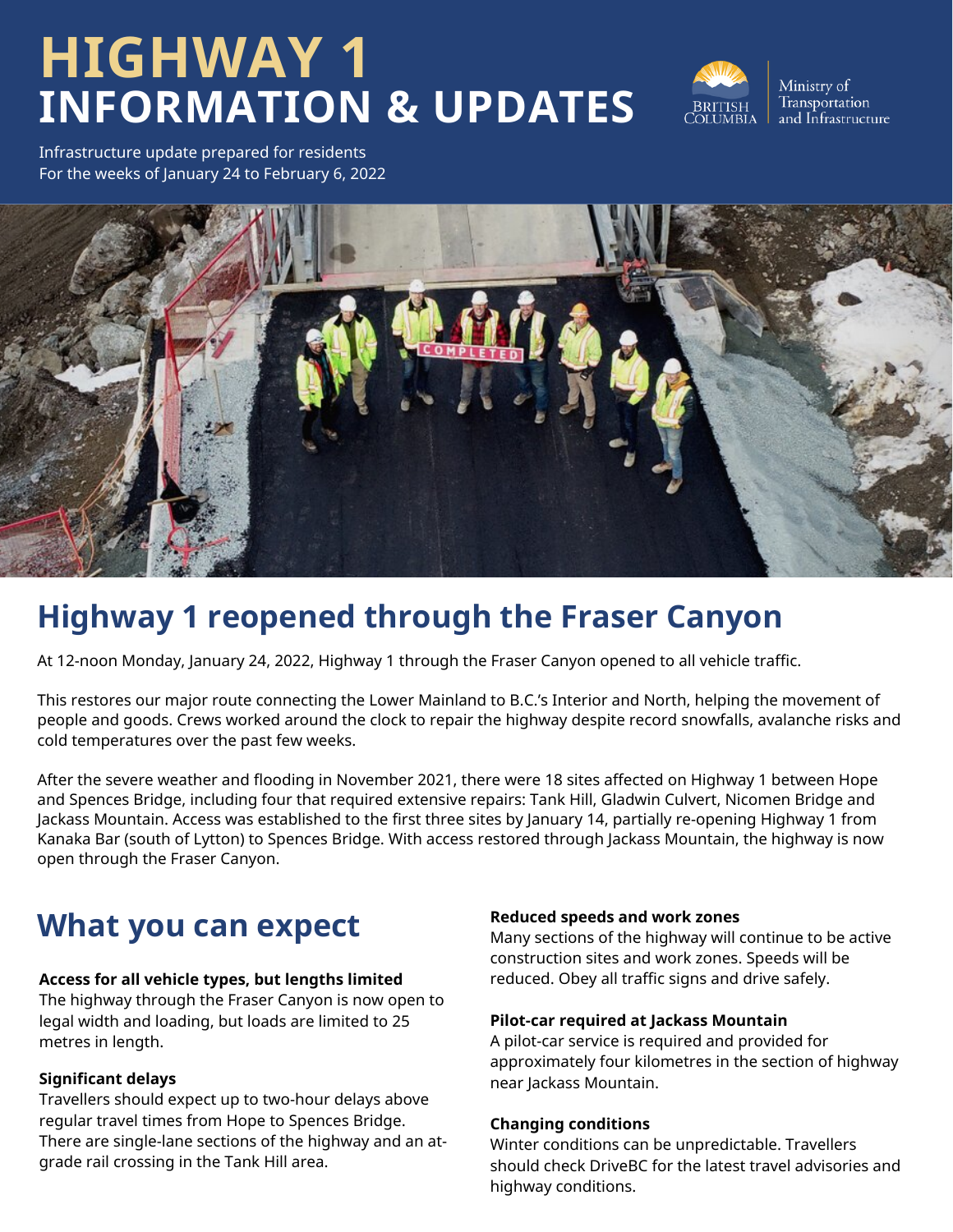# HIGHWAY 1
# INFORMATION & UPDATES

BRITISH COLUMBIA | Ministry of Transportation and Infrastructure

Infrastructure update prepared for residents
For the weeks of January 24 to February 6, 2022

## Highway 1 reopened through the Fraser Canyon

At 12-noon Monday, January 24, 2022, Highway 1 through the Fraser Canyon opened to all vehicle traffic.

This restores our major route connecting the Lower Mainland to B.C.'s Interior and North, helping the movement of people and goods. Crews worked around the clock to repair the highway despite record snowfalls, avalanche risks and cold temperatures over the past few weeks.

After the severe weather and flooding in November 2021, there were 18 sites affected on Highway 1 between Hope and Spences Bridge, including four that required extensive repairs: Tank Hill, Gladwin Culvert, Nicomen Bridge and Jackass Mountain. Access was established to the first three sites by January 14, partially re-opening Highway 1 from Kanaka Bar (south of Lytton) to Spences Bridge. With access restored through Jackass Mountain, the highway is now open through the Fraser Canyon.

## What you can expect

**Access for all vehicle types, but lengths limited**
The highway through the Fraser Canyon is now open to legal width and loading, but loads are limited to 25 metres in length.

**Significant delays**
Travellers should expect up to two-hour delays above regular travel times from Hope to Spences Bridge. There are single-lane sections of the highway and an at-grade rail crossing in the Tank Hill area.

**Reduced speeds and work zones**
Many sections of the highway will continue to be active construction sites and work zones. Speeds will be reduced. Obey all traffic signs and drive safely.

**Pilot-car required at Jackass Mountain**
A pilot-car service is required and provided for approximately four kilometres in the section of highway near Jackass Mountain.

**Changing conditions**
Winter conditions can be unpredictable. Travellers should check DriveBC for the latest travel advisories and highway conditions.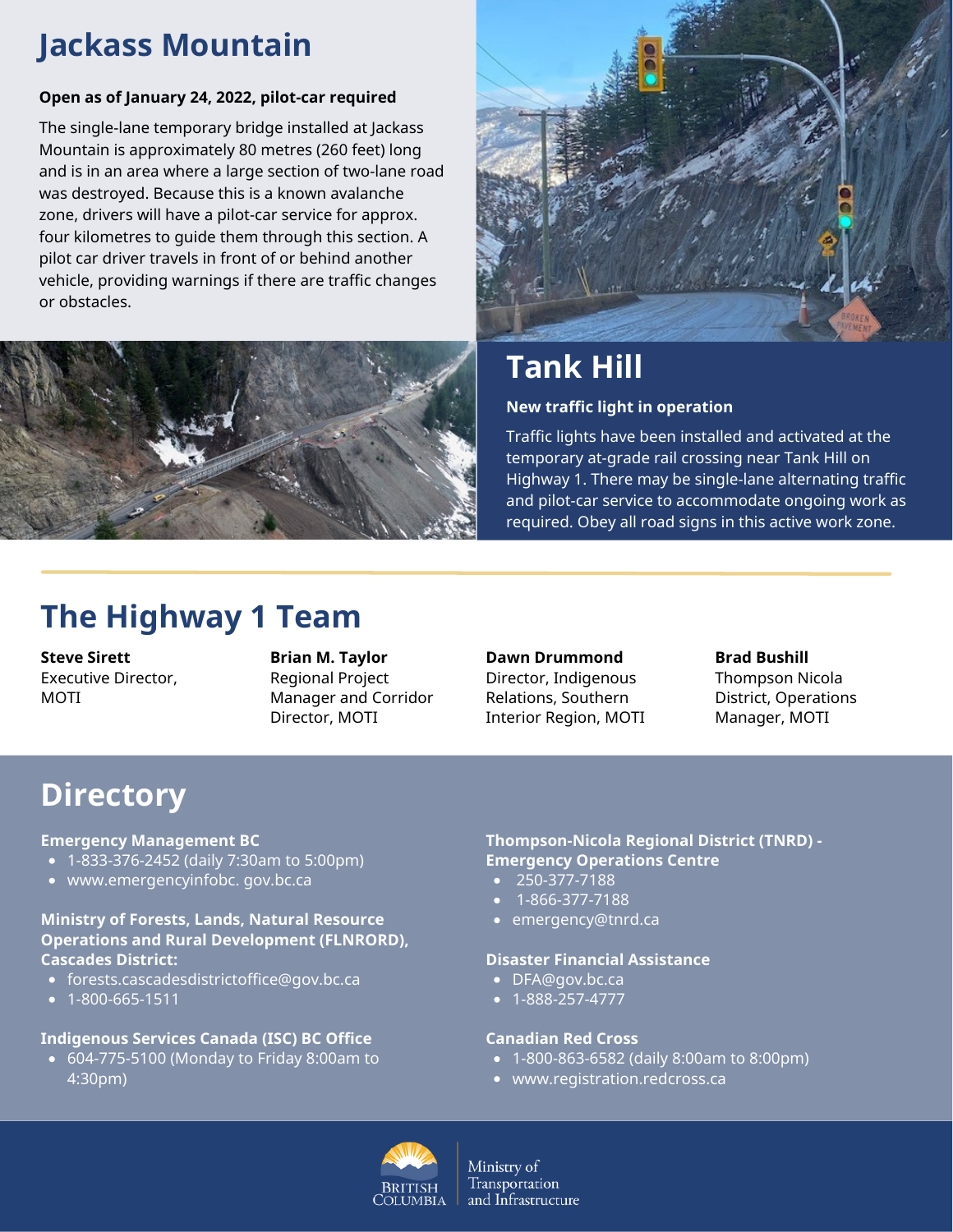# Jackass Mountain

**Open as of January 24, 2022, pilot-car required**

The single-lane temporary bridge installed at Jackass Mountain is approximately 80 metres (260 feet) long and is in an area where a large section of two-lane road was destroyed. Because this is a known avalanche zone, drivers will have a pilot-car service for approx. four kilometres to guide them through this section. A pilot car driver travels in front of or behind another vehicle, providing warnings if there are traffic changes or obstacles.

# Tank Hill

**New traffic light in operation**

Traffic lights have been installed and activated at the temporary at-grade rail crossing near Tank Hill on Highway 1. There may be single-lane alternating traffic and pilot-car service to accommodate ongoing work as required. Obey all road signs in this active work zone.

# The Highway 1 Team

**Steve Sirett**
Executive Director, MOTI

**Brian M. Taylor**
Regional Project Manager and Corridor Director, MOTI

**Dawn Drummond**
Director, Indigenous Relations, Southern Interior Region, MOTI

**Brad Bushill**
Thompson Nicola District, Operations Manager, MOTI

# Directory

**Emergency Management BC**

- 1-833-376-2452 (daily 7:30am to 5:00pm)
- www.emergencyinfobc. gov.bc.ca

**Ministry of Forests, Lands, Natural Resource Operations and Rural Development (FLNRORD), Cascades District:**

- forests.cascadesdistrictoffice@gov.bc.ca
- 1-800-665-1511

**Indigenous Services Canada (ISC) BC Office**

- 604-775-5100 (Monday to Friday 8:00am to 4:30pm)

**Thompson-Nicola Regional District (TNRD) - Emergency Operations Centre**

- 250-377-7188
- 1-866-377-7188
- emergency@tnrd.ca

**Disaster Financial Assistance**

- DFA@gov.bc.ca
- 1-888-257-4777

**Canadian Red Cross**

- 1-800-863-6582 (daily 8:00am to 8:00pm)
- www.registration.redcross.ca

British Columbia | Ministry of Transportation and Infrastructure